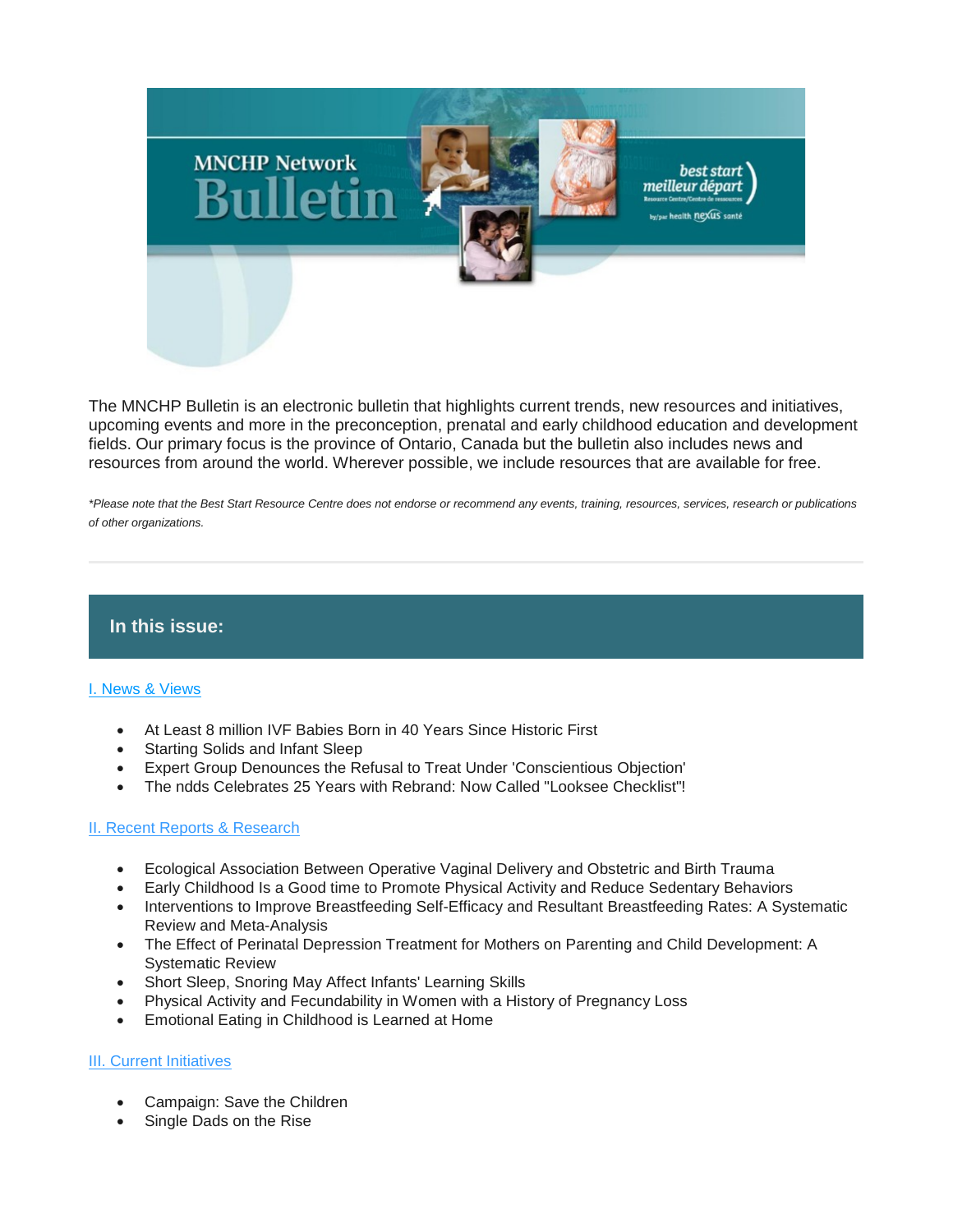The MNCHP Bulletin is an electronic bulletin that highlights current trends, new resources and initiatives, upcoming events and more in the preconception, prenatal and early childhood education and development fields. Our primary focus is the province of Ontario, Canada but the bulletin also includes news and resources from around the world. Wherever possible, we include resources that are available for free.

*\*Please note that the Best Start Resource Centre does not endorse or recommend any events, training, resources, services, research or publications of other organizations.*

---

## In this issue:

I. News & Views

- At Least 8 million IVF Babies Born in 40 Years Since Historic First
- Starting Solids and Infant Sleep
- Expert Group Denounces the Refusal to Treat Under 'Conscientious Objection'
- The ndds Celebrates 25 Years with Rebrand: Now Called "Looksee Checklist"!

II. Recent Reports & Research

- Ecological Association Between Operative Vaginal Delivery and Obstetric and Birth Trauma
- Early Childhood Is a Good time to Promote Physical Activity and Reduce Sedentary Behaviors
- Interventions to Improve Breastfeeding Self-Efficacy and Resultant Breastfeeding Rates: A Systematic Review and Meta-Analysis
- The Effect of Perinatal Depression Treatment for Mothers on Parenting and Child Development: A Systematic Review
- Short Sleep, Snoring May Affect Infants' Learning Skills
- Physical Activity and Fecundability in Women with a History of Pregnancy Loss
- Emotional Eating in Childhood is Learned at Home

III. Current Initiatives

- Campaign: Save the Children
- Single Dads on the Rise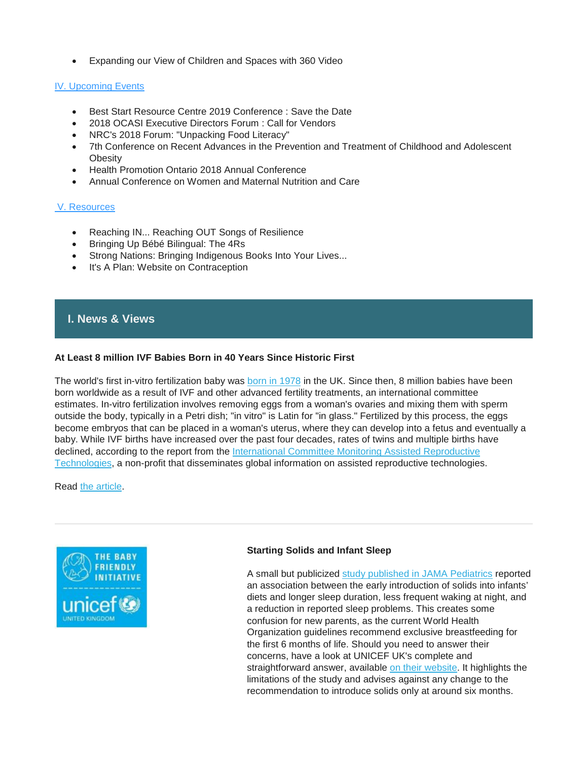- Expanding our View of Children and Spaces with 360 Video

IV. Upcoming Events

- Best Start Resource Centre 2019 Conference : Save the Date
- 2018 OCASI Executive Directors Forum : Call for Vendors
- NRC's 2018 Forum: "Unpacking Food Literacy"
- 7th Conference on Recent Advances in the Prevention and Treatment of Childhood and Adolescent Obesity
- Health Promotion Ontario 2018 Annual Conference
- Annual Conference on Women and Maternal Nutrition and Care

V. Resources

- Reaching IN... Reaching OUT Songs of Resilience
- Bringing Up Bébé Bilingual: The 4Rs
- Strong Nations: Bringing Indigenous Books Into Your Lives...
- It's A Plan: Website on Contraception

## I. News & Views

**At Least 8 million IVF Babies Born in 40 Years Since Historic First**

The world's first in-vitro fertilization baby was born in 1978 in the UK. Since then, 8 million babies have been born worldwide as a result of IVF and other advanced fertility treatments, an international committee estimates. In-vitro fertilization involves removing eggs from a woman's ovaries and mixing them with sperm outside the body, typically in a Petri dish; "in vitro" is Latin for "in glass." Fertilized by this process, the eggs become embryos that can be placed in a woman's uterus, where they can develop into a fetus and eventually a baby. While IVF births have increased over the past four decades, rates of twins and multiple births have declined, according to the report from the International Committee Monitoring Assisted Reproductive Technologies, a non-profit that disseminates global information on assisted reproductive technologies.

Read the article.

---

**Starting Solids and Infant Sleep**

A small but publicized study published in JAMA Pediatrics reported an association between the early introduction of solids into infants' diets and longer sleep duration, less frequent waking at night, and a reduction in reported sleep problems. This creates some confusion for new parents, as the current World Health Organization guidelines recommend exclusive breastfeeding for the first 6 months of life. Should you need to answer their concerns, have a look at UNICEF UK's complete and straightforward answer, available on their website. It highlights the limitations of the study and advises against any change to the recommendation to introduce solids only at around six months.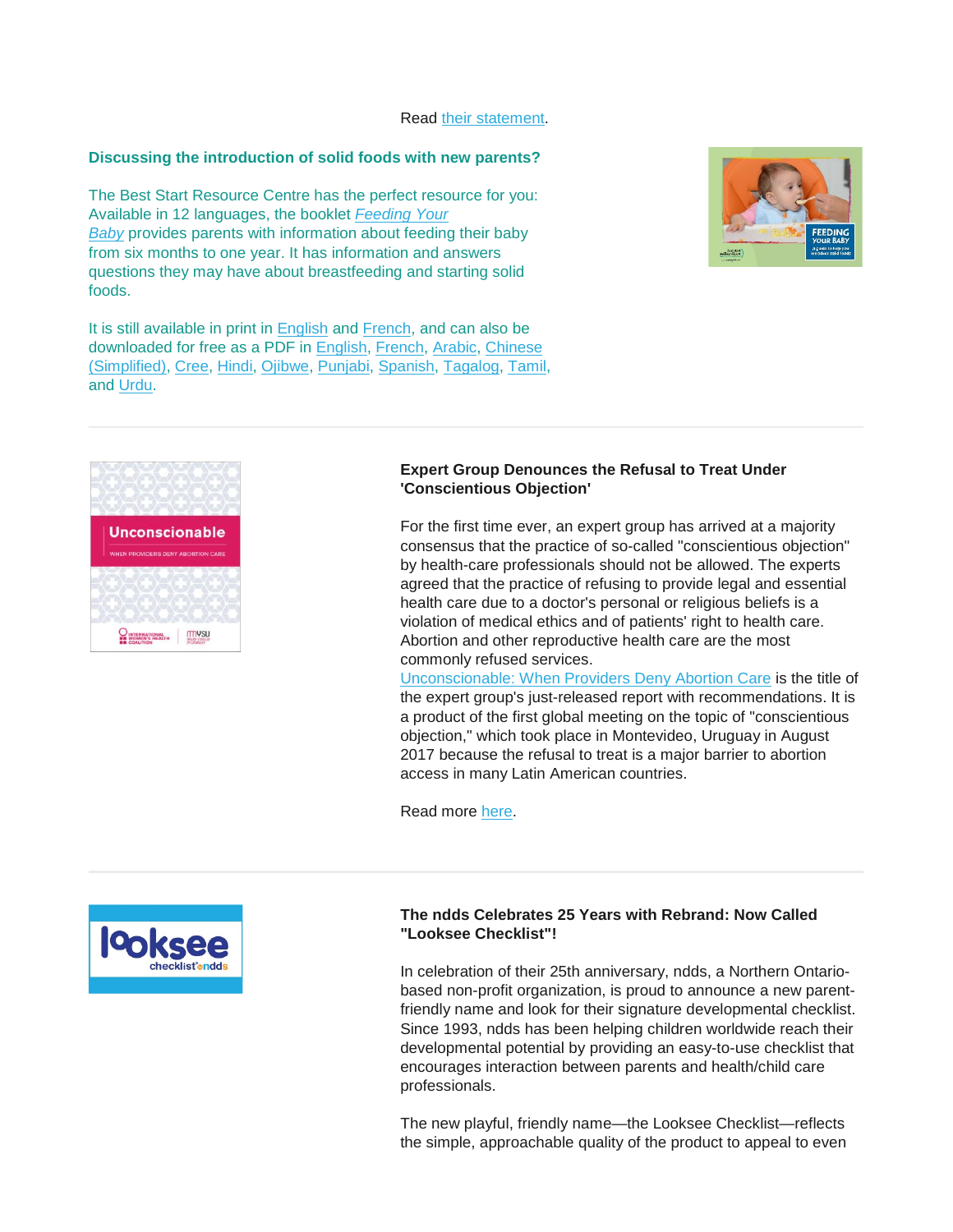Read their statement.

### Discussing the introduction of solid foods with new parents?

The Best Start Resource Centre has the perfect resource for you: Available in 12 languages, the booklet *Feeding Your Baby* provides parents with information about feeding their baby from six months to one year. It has information and answers questions they may have about breastfeeding and starting solid foods.

It is still available in print in English and French, and can also be downloaded for free as a PDF in English, French, Arabic, Chinese (Simplified), Cree, Hindi, Ojibwe, Punjabi, Spanish, Tagalog, Tamil, and Urdu.

---

### Expert Group Denounces the Refusal to Treat Under 'Conscientious Objection'

For the first time ever, an expert group has arrived at a majority consensus that the practice of so-called "conscientious objection" by health-care professionals should not be allowed. The experts agreed that the practice of refusing to provide legal and essential health care due to a doctor's personal or religious beliefs is a violation of medical ethics and of patients' right to health care. Abortion and other reproductive health care are the most commonly refused services.
Unconscionable: When Providers Deny Abortion Care is the title of the expert group's just-released report with recommendations. It is a product of the first global meeting on the topic of "conscientious objection," which took place in Montevideo, Uruguay in August 2017 because the refusal to treat is a major barrier to abortion access in many Latin American countries.

Read more here.

---

### The ndds Celebrates 25 Years with Rebrand: Now Called "Looksee Checklist"!

In celebration of their 25th anniversary, ndds, a Northern Ontario-based non-profit organization, is proud to announce a new parent-friendly name and look for their signature developmental checklist. Since 1993, ndds has been helping children worldwide reach their developmental potential by providing an easy-to-use checklist that encourages interaction between parents and health/child care professionals.

The new playful, friendly name—the Looksee Checklist—reflects the simple, approachable quality of the product to appeal to even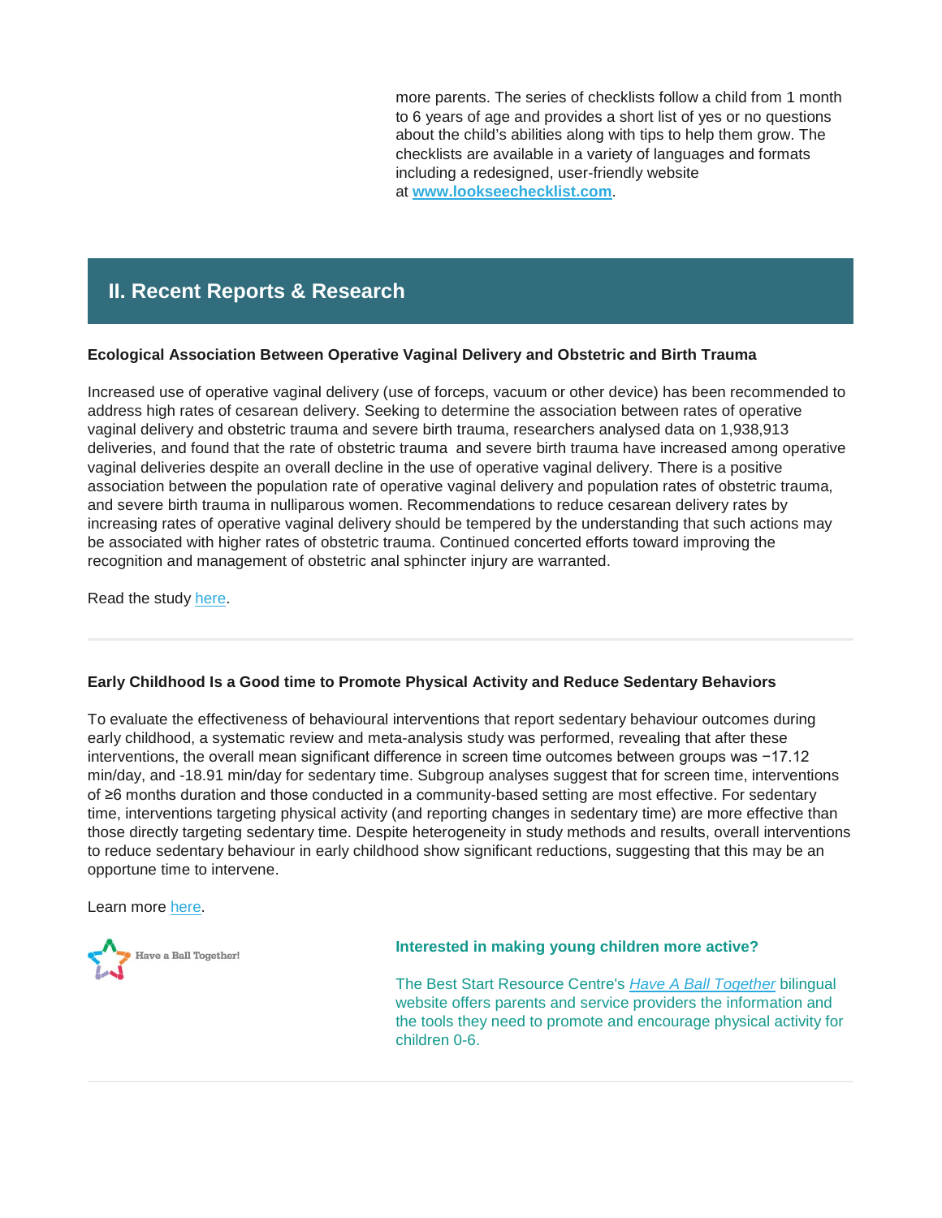more parents. The series of checklists follow a child from 1 month to 6 years of age and provides a short list of yes or no questions about the child's abilities along with tips to help them grow. The checklists are available in a variety of languages and formats including a redesigned, user-friendly website at **www.lookseechecklist.com**.

## II. Recent Reports & Research

**Ecological Association Between Operative Vaginal Delivery and Obstetric and Birth Trauma**

Increased use of operative vaginal delivery (use of forceps, vacuum or other device) has been recommended to address high rates of cesarean delivery. Seeking to determine the association between rates of operative vaginal delivery and obstetric trauma and severe birth trauma, researchers analysed data on 1,938,913 deliveries, and found that the rate of obstetric trauma and severe birth trauma have increased among operative vaginal deliveries despite an overall decline in the use of operative vaginal delivery. There is a positive association between the population rate of operative vaginal delivery and population rates of obstetric trauma, and severe birth trauma in nulliparous women. Recommendations to reduce cesarean delivery rates by increasing rates of operative vaginal delivery should be tempered by the understanding that such actions may be associated with higher rates of obstetric trauma. Continued concerted efforts toward improving the recognition and management of obstetric anal sphincter injury are warranted.

Read the study here.

---

**Early Childhood Is a Good time to Promote Physical Activity and Reduce Sedentary Behaviors**

To evaluate the effectiveness of behavioural interventions that report sedentary behaviour outcomes during early childhood, a systematic review and meta-analysis study was performed, revealing that after these interventions, the overall mean significant difference in screen time outcomes between groups was −17.12 min/day, and -18.91 min/day for sedentary time. Subgroup analyses suggest that for screen time, interventions of ≥6 months duration and those conducted in a community-based setting are most effective. For sedentary time, interventions targeting physical activity (and reporting changes in sedentary time) are more effective than those directly targeting sedentary time. Despite heterogeneity in study methods and results, overall interventions to reduce sedentary behaviour in early childhood show significant reductions, suggesting that this may be an opportune time to intervene.

Learn more here.

Have a Ball Together!

**Interested in making young children more active?**

The Best Start Resource Centre's *Have A Ball Together* bilingual website offers parents and service providers the information and the tools they need to promote and encourage physical activity for children 0-6.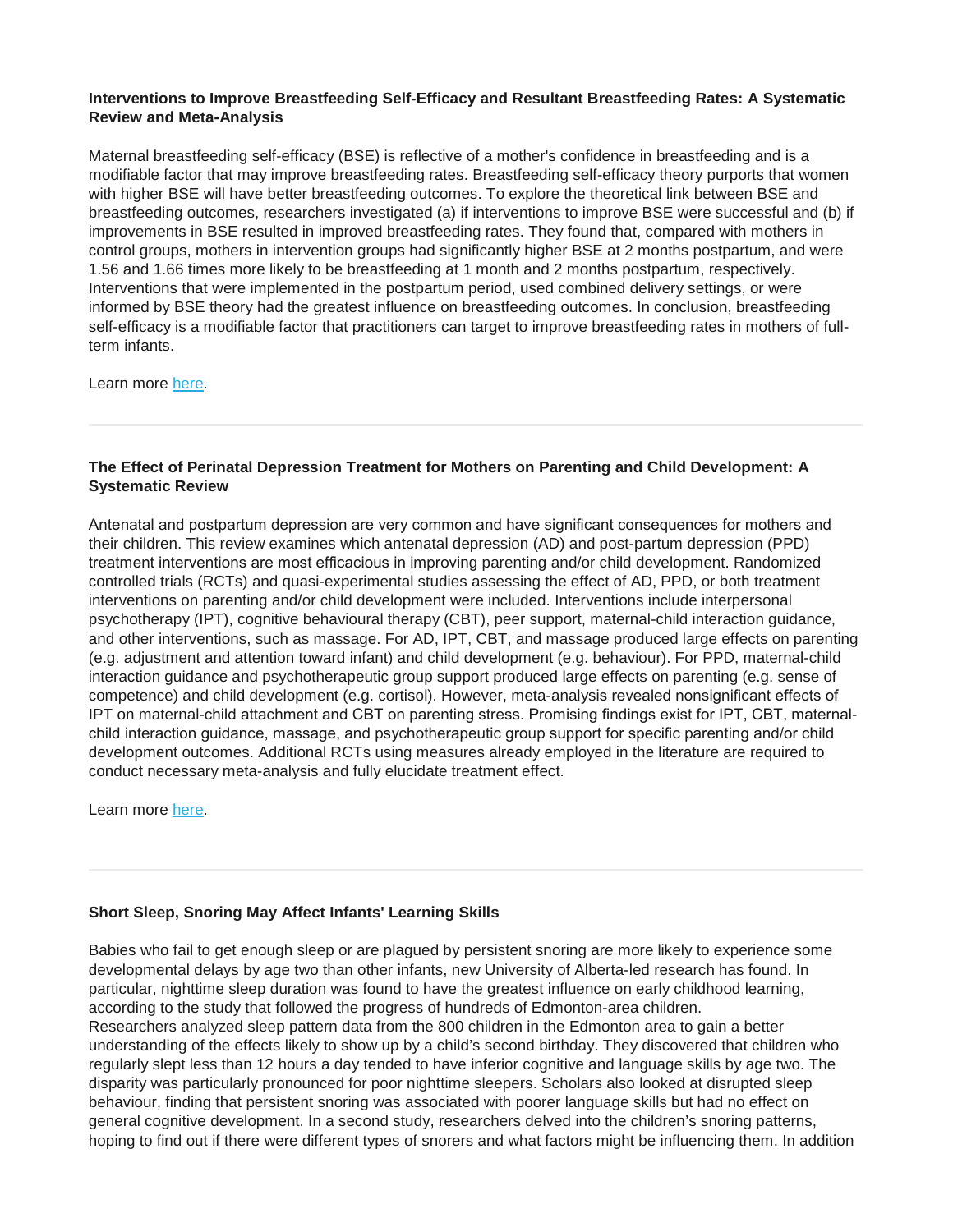### Interventions to Improve Breastfeeding Self-Efficacy and Resultant Breastfeeding Rates: A Systematic Review and Meta-Analysis

Maternal breastfeeding self-efficacy (BSE) is reflective of a mother's confidence in breastfeeding and is a modifiable factor that may improve breastfeeding rates. Breastfeeding self-efficacy theory purports that women with higher BSE will have better breastfeeding outcomes. To explore the theoretical link between BSE and breastfeeding outcomes, researchers investigated (a) if interventions to improve BSE were successful and (b) if improvements in BSE resulted in improved breastfeeding rates. They found that, compared with mothers in control groups, mothers in intervention groups had significantly higher BSE at 2 months postpartum, and were 1.56 and 1.66 times more likely to be breastfeeding at 1 month and 2 months postpartum, respectively. Interventions that were implemented in the postpartum period, used combined delivery settings, or were informed by BSE theory had the greatest influence on breastfeeding outcomes. In conclusion, breastfeeding self-efficacy is a modifiable factor that practitioners can target to improve breastfeeding rates in mothers of full-term infants.

Learn more here.

---

### The Effect of Perinatal Depression Treatment for Mothers on Parenting and Child Development: A Systematic Review

Antenatal and postpartum depression are very common and have significant consequences for mothers and their children. This review examines which antenatal depression (AD) and post-partum depression (PPD) treatment interventions are most efficacious in improving parenting and/or child development. Randomized controlled trials (RCTs) and quasi-experimental studies assessing the effect of AD, PPD, or both treatment interventions on parenting and/or child development were included. Interventions include interpersonal psychotherapy (IPT), cognitive behavioural therapy (CBT), peer support, maternal-child interaction guidance, and other interventions, such as massage. For AD, IPT, CBT, and massage produced large effects on parenting (e.g. adjustment and attention toward infant) and child development (e.g. behaviour). For PPD, maternal-child interaction guidance and psychotherapeutic group support produced large effects on parenting (e.g. sense of competence) and child development (e.g. cortisol). However, meta-analysis revealed nonsignificant effects of IPT on maternal-child attachment and CBT on parenting stress. Promising findings exist for IPT, CBT, maternal-child interaction guidance, massage, and psychotherapeutic group support for specific parenting and/or child development outcomes. Additional RCTs using measures already employed in the literature are required to conduct necessary meta-analysis and fully elucidate treatment effect.

Learn more here.

---

### Short Sleep, Snoring May Affect Infants' Learning Skills

Babies who fail to get enough sleep or are plagued by persistent snoring are more likely to experience some developmental delays by age two than other infants, new University of Alberta-led research has found. In particular, nighttime sleep duration was found to have the greatest influence on early childhood learning, according to the study that followed the progress of hundreds of Edmonton-area children.
Researchers analyzed sleep pattern data from the 800 children in the Edmonton area to gain a better understanding of the effects likely to show up by a child's second birthday. They discovered that children who regularly slept less than 12 hours a day tended to have inferior cognitive and language skills by age two. The disparity was particularly pronounced for poor nighttime sleepers. Scholars also looked at disrupted sleep behaviour, finding that persistent snoring was associated with poorer language skills but had no effect on general cognitive development. In a second study, researchers delved into the children's snoring patterns, hoping to find out if there were different types of snorers and what factors might be influencing them. In addition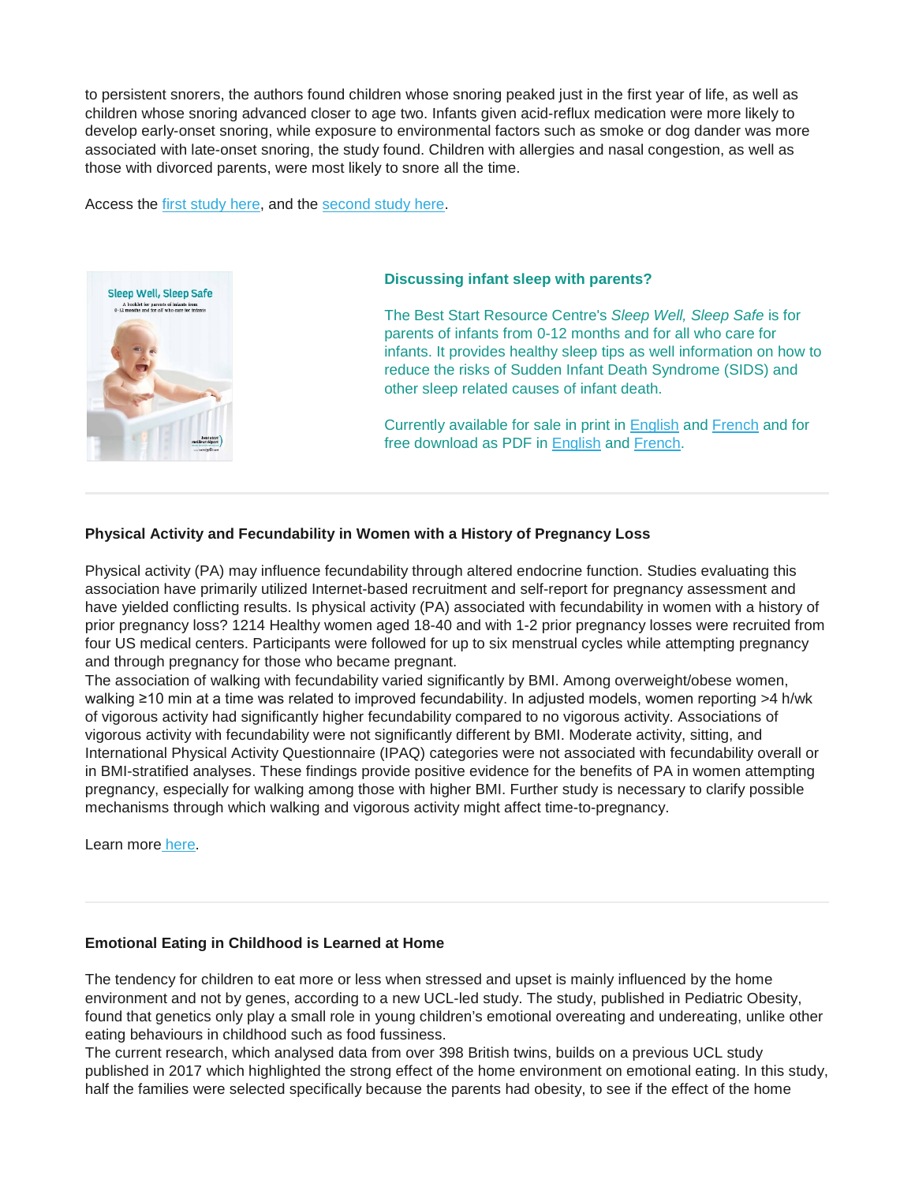to persistent snorers, the authors found children whose snoring peaked just in the first year of life, as well as children whose snoring advanced closer to age two. Infants given acid-reflux medication were more likely to develop early-onset snoring, while exposure to environmental factors such as smoke or dog dander was more associated with late-onset snoring, the study found. Children with allergies and nasal congestion, as well as those with divorced parents, were most likely to snore all the time.

Access the first study here, and the second study here.

**Discussing infant sleep with parents?**

The Best Start Resource Centre's *Sleep Well, Sleep Safe* is for parents of infants from 0-12 months and for all who care for infants. It provides healthy sleep tips as well information on how to reduce the risks of Sudden Infant Death Syndrome (SIDS) and other sleep related causes of infant death.

Currently available for sale in print in English and French and for free download as PDF in English and French.

---

**Physical Activity and Fecundability in Women with a History of Pregnancy Loss**

Physical activity (PA) may influence fecundability through altered endocrine function. Studies evaluating this association have primarily utilized Internet-based recruitment and self-report for pregnancy assessment and have yielded conflicting results. Is physical activity (PA) associated with fecundability in women with a history of prior pregnancy loss? 1214 Healthy women aged 18-40 and with 1-2 prior pregnancy losses were recruited from four US medical centers. Participants were followed for up to six menstrual cycles while attempting pregnancy and through pregnancy for those who became pregnant.
The association of walking with fecundability varied significantly by BMI. Among overweight/obese women, walking ≥10 min at a time was related to improved fecundability. In adjusted models, women reporting >4 h/wk of vigorous activity had significantly higher fecundability compared to no vigorous activity. Associations of vigorous activity with fecundability were not significantly different by BMI. Moderate activity, sitting, and International Physical Activity Questionnaire (IPAQ) categories were not associated with fecundability overall or in BMI-stratified analyses. These findings provide positive evidence for the benefits of PA in women attempting pregnancy, especially for walking among those with higher BMI. Further study is necessary to clarify possible mechanisms through which walking and vigorous activity might affect time-to-pregnancy.

Learn more here.

---

**Emotional Eating in Childhood is Learned at Home**

The tendency for children to eat more or less when stressed and upset is mainly influenced by the home environment and not by genes, according to a new UCL-led study. The study, published in Pediatric Obesity, found that genetics only play a small role in young children's emotional overeating and undereating, unlike other eating behaviours in childhood such as food fussiness.
The current research, which analysed data from over 398 British twins, builds on a previous UCL study published in 2017 which highlighted the strong effect of the home environment on emotional eating. In this study, half the families were selected specifically because the parents had obesity, to see if the effect of the home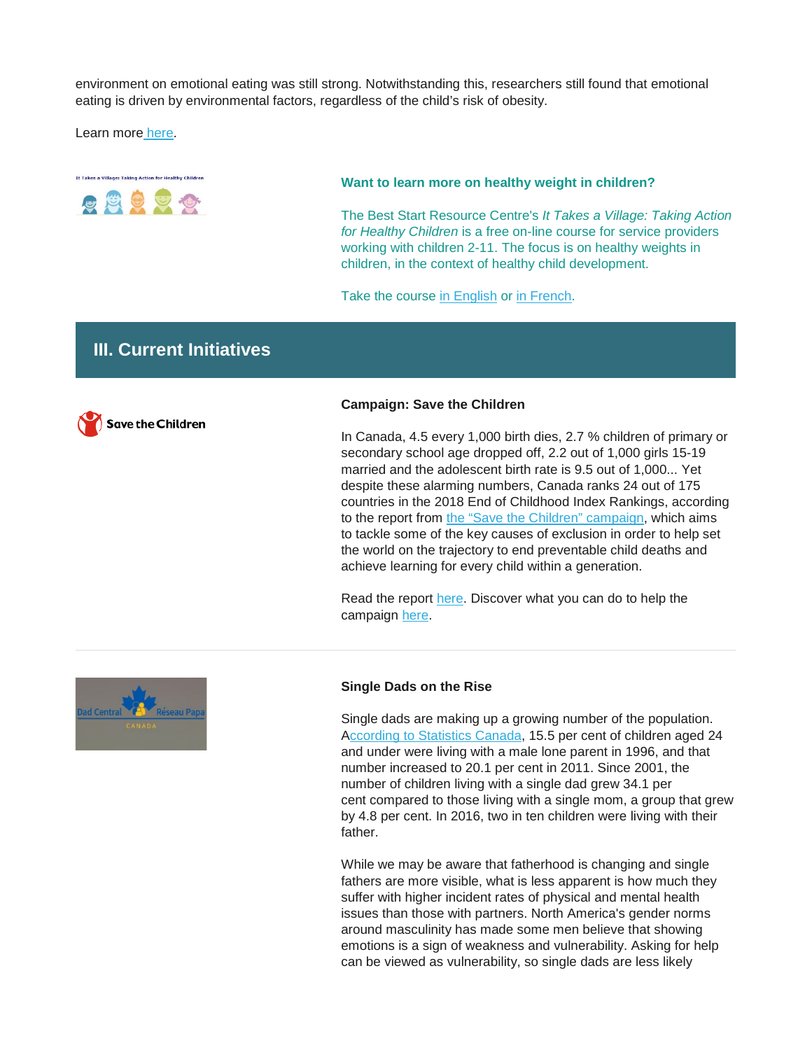environment on emotional eating was still strong. Notwithstanding this, researchers still found that emotional eating is driven by environmental factors, regardless of the child's risk of obesity.

Learn more here.

**Want to learn more on healthy weight in children?**

The Best Start Resource Centre's *It Takes a Village: Taking Action for Healthy Children* is a free on-line course for service providers working with children 2-11. The focus is on healthy weights in children, in the context of healthy child development.

Take the course in English or in French.

## III. Current Initiatives

**Campaign: Save the Children**

In Canada, 4.5 every 1,000 birth dies, 2.7 % children of primary or secondary school age dropped off, 2.2 out of 1,000 girls 15-19 married and the adolescent birth rate is 9.5 out of 1,000... Yet despite these alarming numbers, Canada ranks 24 out of 175 countries in the 2018 End of Childhood Index Rankings, according to the report from the "Save the Children" campaign, which aims to tackle some of the key causes of exclusion in order to help set the world on the trajectory to end preventable child deaths and achieve learning for every child within a generation.

Read the report here. Discover what you can do to help the campaign here.

---

**Single Dads on the Rise**

Single dads are making up a growing number of the population. According to Statistics Canada, 15.5 per cent of children aged 24 and under were living with a male lone parent in 1996, and that number increased to 20.1 per cent in 2011. Since 2001, the number of children living with a single dad grew 34.1 per cent compared to those living with a single mom, a group that grew by 4.8 per cent. In 2016, two in ten children were living with their father.

While we may be aware that fatherhood is changing and single fathers are more visible, what is less apparent is how much they suffer with higher incident rates of physical and mental health issues than those with partners. North America's gender norms around masculinity has made some men believe that showing emotions is a sign of weakness and vulnerability. Asking for help can be viewed as vulnerability, so single dads are less likely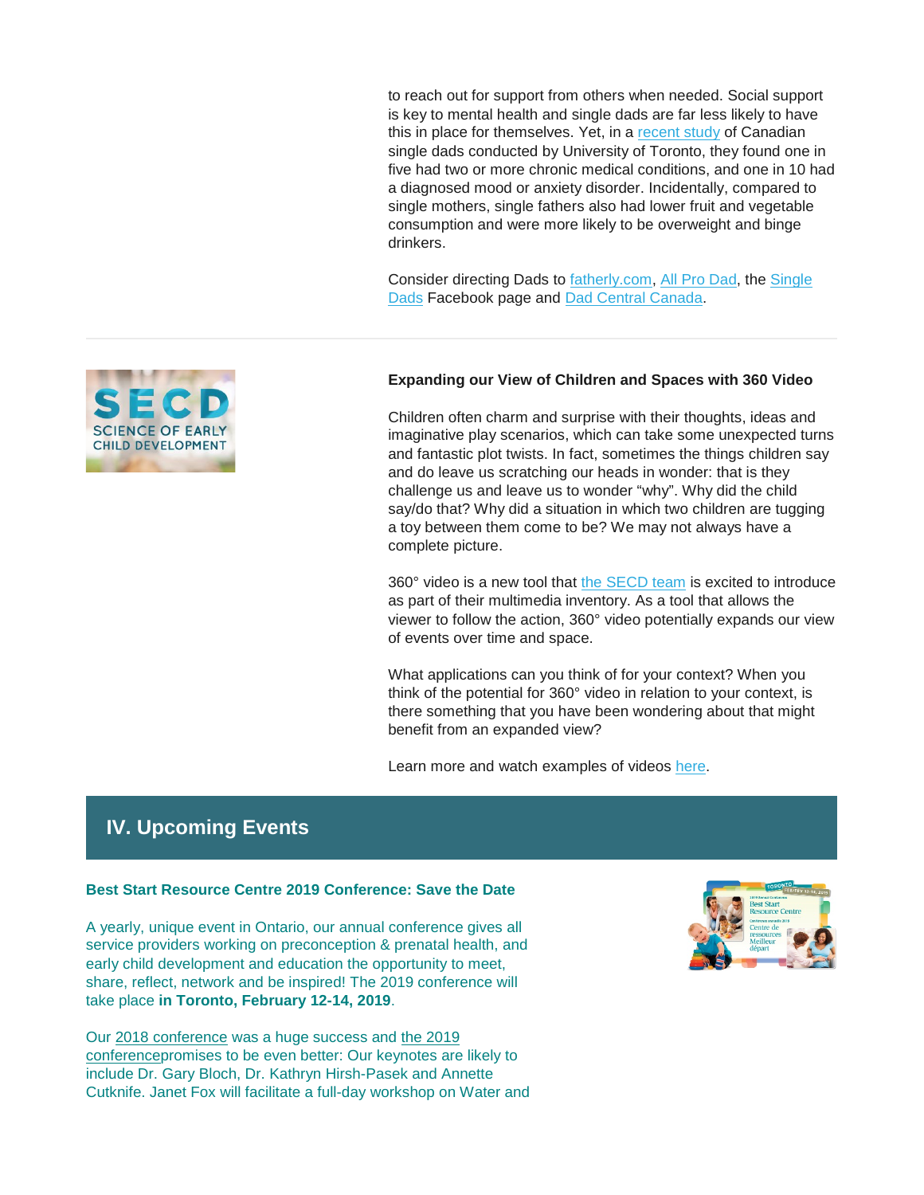to reach out for support from others when needed. Social support is key to mental health and single dads are far less likely to have this in place for themselves. Yet, in a recent study of Canadian single dads conducted by University of Toronto, they found one in five had two or more chronic medical conditions, and one in 10 had a diagnosed mood or anxiety disorder. Incidentally, compared to single mothers, single fathers also had lower fruit and vegetable consumption and were more likely to be overweight and binge drinkers.

Consider directing Dads to fatherly.com, All Pro Dad, the Single Dads Facebook page and Dad Central Canada.

---

SECD SCIENCE OF EARLY CHILD DEVELOPMENT

**Expanding our View of Children and Spaces with 360 Video**

Children often charm and surprise with their thoughts, ideas and imaginative play scenarios, which can take some unexpected turns and fantastic plot twists. In fact, sometimes the things children say and do leave us scratching our heads in wonder: that is they challenge us and leave us to wonder "why". Why did the child say/do that? Why did a situation in which two children are tugging a toy between them come to be? We may not always have a complete picture.

360° video is a new tool that the SECD team is excited to introduce as part of their multimedia inventory. As a tool that allows the viewer to follow the action, 360° video potentially expands our view of events over time and space.

What applications can you think of for your context? When you think of the potential for 360° video in relation to your context, is there something that you have been wondering about that might benefit from an expanded view?

Learn more and watch examples of videos here.

## IV. Upcoming Events

**Best Start Resource Centre 2019 Conference: Save the Date**

A yearly, unique event in Ontario, our annual conference gives all service providers working on preconception & prenatal health, and early child development and education the opportunity to meet, share, reflect, network and be inspired! The 2019 conference will take place **in Toronto, February 12-14, 2019**.

Our 2018 conference was a huge success and the 2019 conferencepromises to be even better: Our keynotes are likely to include Dr. Gary Bloch, Dr. Kathryn Hirsh-Pasek and Annette Cutknife. Janet Fox will facilitate a full-day workshop on Water and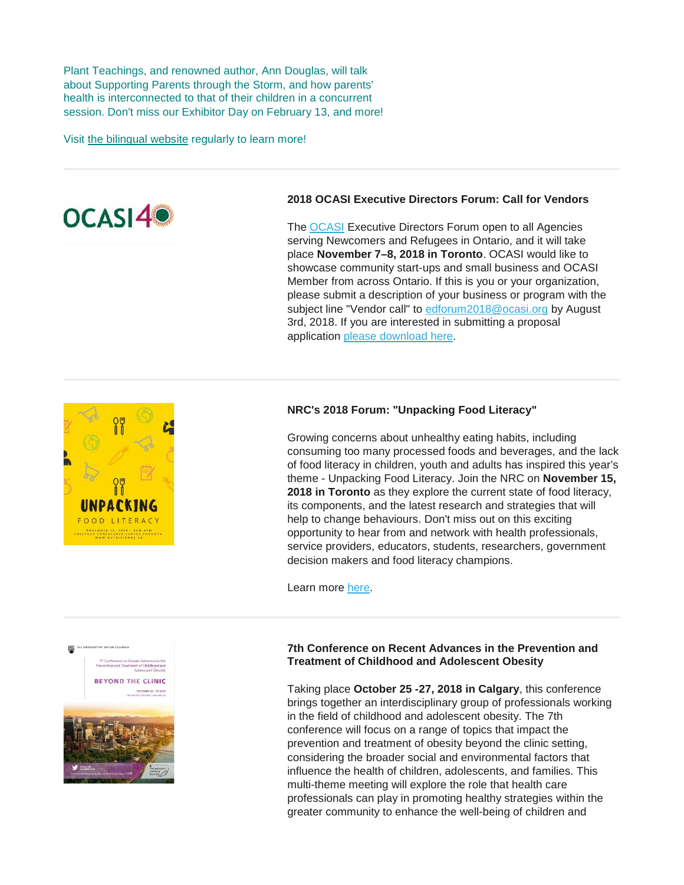Plant Teachings, and renowned author, Ann Douglas, will talk about Supporting Parents through the Storm, and how parents' health is interconnected to that of their children in a concurrent session. Don't miss our Exhibitor Day on February 13, and more!

Visit the bilingual website regularly to learn more!

---

### 2018 OCASI Executive Directors Forum: Call for Vendors

The OCASI Executive Directors Forum open to all Agencies serving Newcomers and Refugees in Ontario, and it will take place **November 7–8, 2018 in Toronto**. OCASI would like to showcase community start-ups and small business and OCASI Member from across Ontario. If this is you or your organization, please submit a description of your business or program with the subject line "Vendor call" to edforum2018@ocasi.org by August 3rd, 2018. If you are interested in submitting a proposal application please download here.

---

### NRC's 2018 Forum: "Unpacking Food Literacy"

Growing concerns about unhealthy eating habits, including consuming too many processed foods and beverages, and the lack of food literacy in children, youth and adults has inspired this year's theme - Unpacking Food Literacy. Join the NRC on **November 15, 2018 in Toronto** as they explore the current state of food literacy, its components, and the latest research and strategies that will help to change behaviours. Don't miss out on this exciting opportunity to hear from and network with health professionals, service providers, educators, students, researchers, government decision makers and food literacy champions.

Learn more here.

---

### 7th Conference on Recent Advances in the Prevention and Treatment of Childhood and Adolescent Obesity

Taking place **October 25 -27, 2018 in Calgary**, this conference brings together an interdisciplinary group of professionals working in the field of childhood and adolescent obesity. The 7th conference will focus on a range of topics that impact the prevention and treatment of obesity beyond the clinic setting, considering the broader social and environmental factors that influence the health of children, adolescents, and families. This multi-theme meeting will explore the role that health care professionals can play in promoting healthy strategies within the greater community to enhance the well-being of children and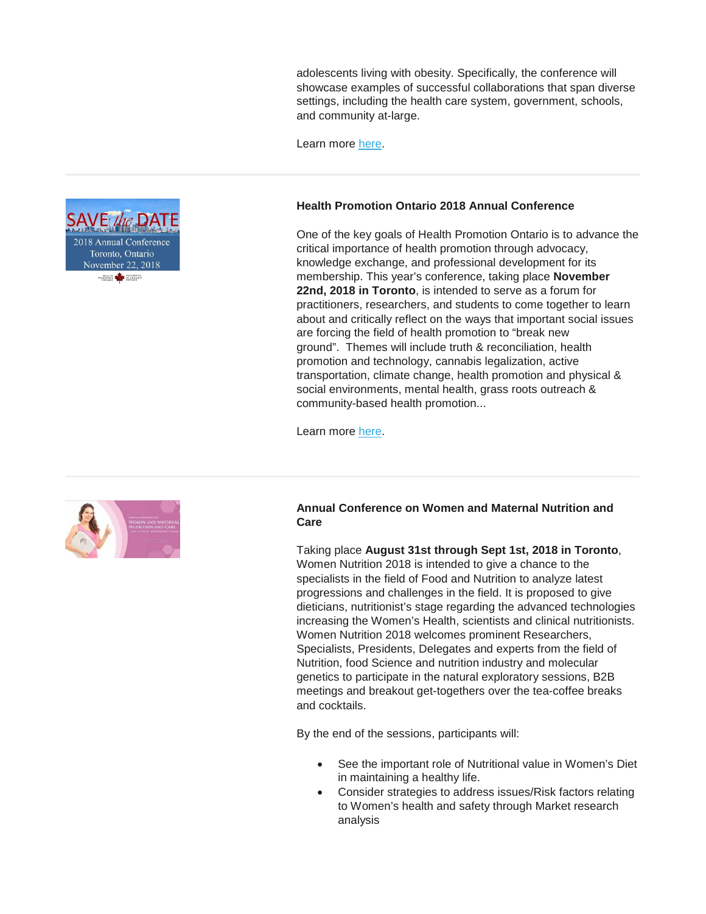adolescents living with obesity. Specifically, the conference will showcase examples of successful collaborations that span diverse settings, including the health care system, government, schools, and community at-large.

Learn more here.

---

**Health Promotion Ontario 2018 Annual Conference**

One of the key goals of Health Promotion Ontario is to advance the critical importance of health promotion through advocacy, knowledge exchange, and professional development for its membership. This year's conference, taking place **November 22nd, 2018 in Toronto**, is intended to serve as a forum for practitioners, researchers, and students to come together to learn about and critically reflect on the ways that important social issues are forcing the field of health promotion to "break new ground". Themes will include truth & reconciliation, health promotion and technology, cannabis legalization, active transportation, climate change, health promotion and physical & social environments, mental health, grass roots outreach & community-based health promotion...

Learn more here.

---

**Annual Conference on Women and Maternal Nutrition and Care**

Taking place **August 31st through Sept 1st, 2018 in Toronto**, Women Nutrition 2018 is intended to give a chance to the specialists in the field of Food and Nutrition to analyze latest progressions and challenges in the field. It is proposed to give dieticians, nutritionist's stage regarding the advanced technologies increasing the Women's Health, scientists and clinical nutritionists. Women Nutrition 2018 welcomes prominent Researchers, Specialists, Presidents, Delegates and experts from the field of Nutrition, food Science and nutrition industry and molecular genetics to participate in the natural exploratory sessions, B2B meetings and breakout get-togethers over the tea-coffee breaks and cocktails.

By the end of the sessions, participants will:

- See the important role of Nutritional value in Women's Diet in maintaining a healthy life.
- Consider strategies to address issues/Risk factors relating to Women's health and safety through Market research analysis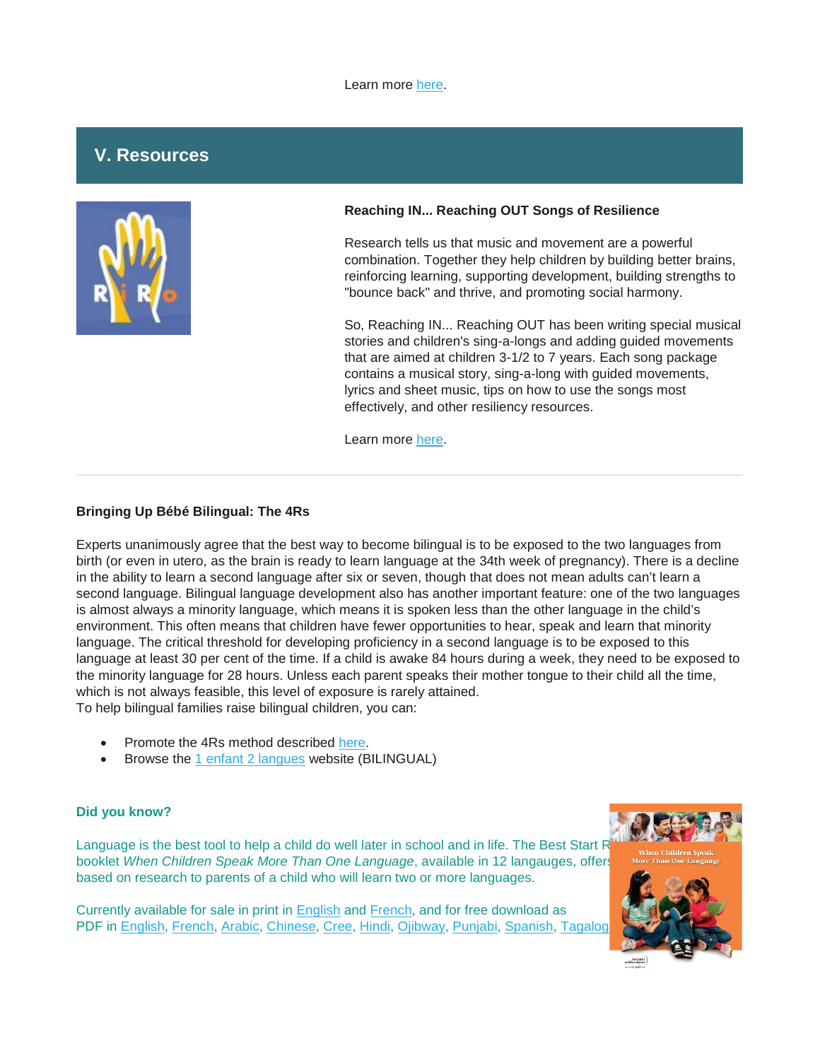Learn more here.

## V. Resources

**Reaching IN... Reaching OUT Songs of Resilience**

Research tells us that music and movement are a powerful combination. Together they help children by building better brains, reinforcing learning, supporting development, building strengths to "bounce back" and thrive, and promoting social harmony.

So, Reaching IN... Reaching OUT has been writing special musical stories and children's sing-a-longs and adding guided movements that are aimed at children 3-1/2 to 7 years. Each song package contains a musical story, sing-a-long with guided movements, lyrics and sheet music, tips on how to use the songs most effectively, and other resiliency resources.

Learn more here.

---

**Bringing Up Bébé Bilingual: The 4Rs**

Experts unanimously agree that the best way to become bilingual is to be exposed to the two languages from birth (or even in utero, as the brain is ready to learn language at the 34th week of pregnancy). There is a decline in the ability to learn a second language after six or seven, though that does not mean adults can't learn a second language. Bilingual language development also has another important feature: one of the two languages is almost always a minority language, which means it is spoken less than the other language in the child's environment. This often means that children have fewer opportunities to hear, speak and learn that minority language. The critical threshold for developing proficiency in a second language is to be exposed to this language at least 30 per cent of the time. If a child is awake 84 hours during a week, they need to be exposed to the minority language for 28 hours. Unless each parent speaks their mother tongue to their child all the time, which is not always feasible, this level of exposure is rarely attained.
To help bilingual families raise bilingual children, you can:

- Promote the 4Rs method described here.
- Browse the 1 enfant 2 langues website (BILINGUAL)

**Did you know?**

Language is the best tool to help a child do well later in school and in life. The Best Start R booklet *When Children Speak More Than One Language*, available in 12 langauges, offers based on research to parents of a child who will learn two or more languages.

Currently available for sale in print in English and French, and for free download as PDF in English, French, Arabic, Chinese, Cree, Hindi, Ojibway, Punjabi, Spanish, Tagalog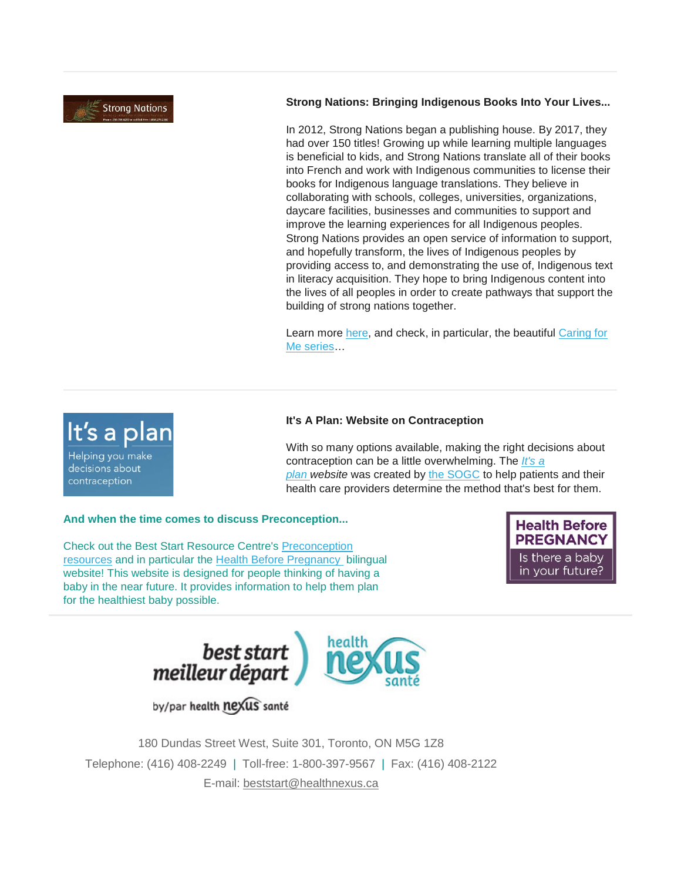**Strong Nations: Bringing Indigenous Books Into Your Lives...**

In 2012, Strong Nations began a publishing house. By 2017, they had over 150 titles! Growing up while learning multiple languages is beneficial to kids, and Strong Nations translate all of their books into French and work with Indigenous communities to license their books for Indigenous language translations. They believe in collaborating with schools, colleges, universities, organizations, daycare facilities, businesses and communities to support and improve the learning experiences for all Indigenous peoples. Strong Nations provides an open service of information to support, and hopefully transform, the lives of Indigenous peoples by providing access to, and demonstrating the use of, Indigenous text in literacy acquisition. They hope to bring Indigenous content into the lives of all peoples in order to create pathways that support the building of strong nations together.

Learn more here, and check, in particular, the beautiful Caring for Me series…

**It's A Plan: Website on Contraception**

With so many options available, making the right decisions about contraception can be a little overwhelming. The *It's a plan website* was created by the SOGC to help patients and their health care providers determine the method that's best for them.

**And when the time comes to discuss Preconception...**

Check out the Best Start Resource Centre's Preconception resources and in particular the Health Before Pregnancy bilingual website! This website is designed for people thinking of having a baby in the near future. It provides information to help them plan for the healthiest baby possible.

180 Dundas Street West, Suite 301, Toronto, ON M5G 1Z8

Telephone: (416) 408-2249 | Toll-free: 1-800-397-9567 | Fax: (416) 408-2122

E-mail: beststart@healthnexus.ca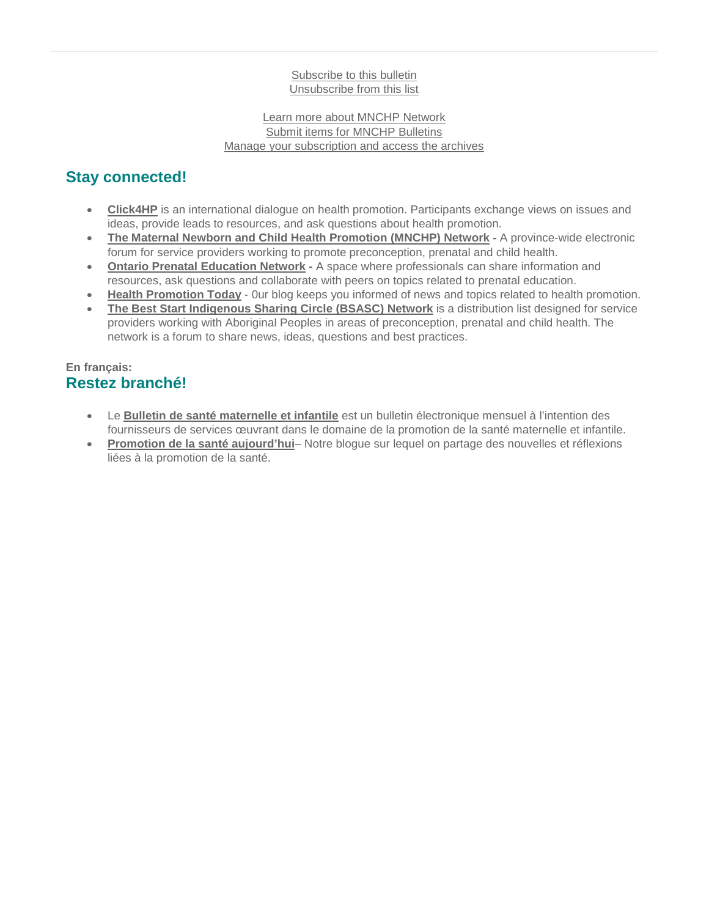Subscribe to this bulletin
Unsubscribe from this list

Learn more about MNCHP Network
Submit items for MNCHP Bulletins
Manage your subscription and access the archives

## Stay connected!

- **Click4HP** is an international dialogue on health promotion. Participants exchange views on issues and ideas, provide leads to resources, and ask questions about health promotion.
- **The Maternal Newborn and Child Health Promotion (MNCHP) Network -** A province-wide electronic forum for service providers working to promote preconception, prenatal and child health.
- **Ontario Prenatal Education Network -** A space where professionals can share information and resources, ask questions and collaborate with peers on topics related to prenatal education.
- **Health Promotion Today** - 0ur blog keeps you informed of news and topics related to health promotion.
- **The Best Start Indigenous Sharing Circle (BSASC) Network** is a distribution list designed for service providers working with Aboriginal Peoples in areas of preconception, prenatal and child health. The network is a forum to share news, ideas, questions and best practices.

**En français:**

## Restez branché!

- Le **Bulletin de santé maternelle et infantile** est un bulletin électronique mensuel à l'intention des fournisseurs de services œuvrant dans le domaine de la promotion de la santé maternelle et infantile.
- **Promotion de la santé aujourd'hui**– Notre blogue sur lequel on partage des nouvelles et réflexions liées à la promotion de la santé.